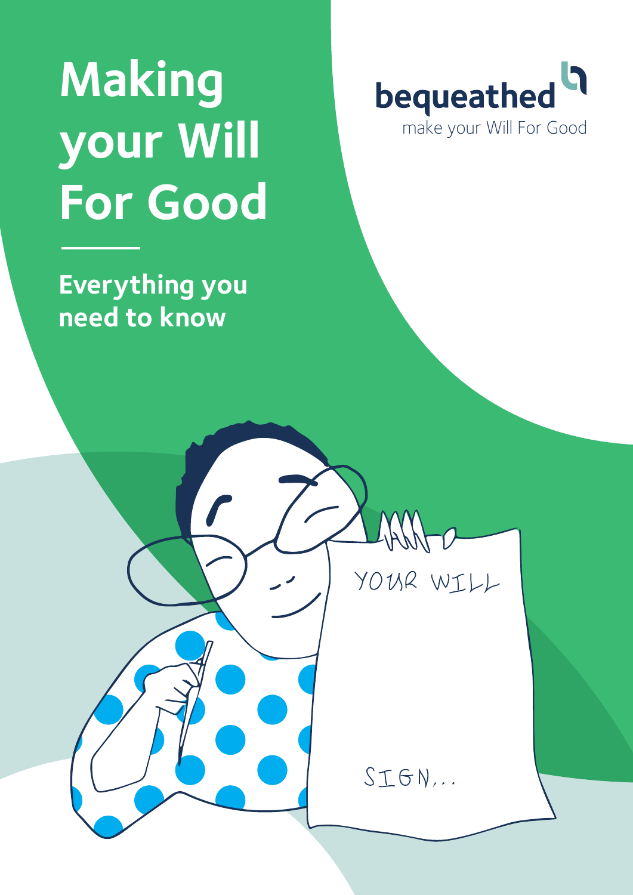# Making your Will For Good

## Everything you need to know

bequeathed

make your Will For Good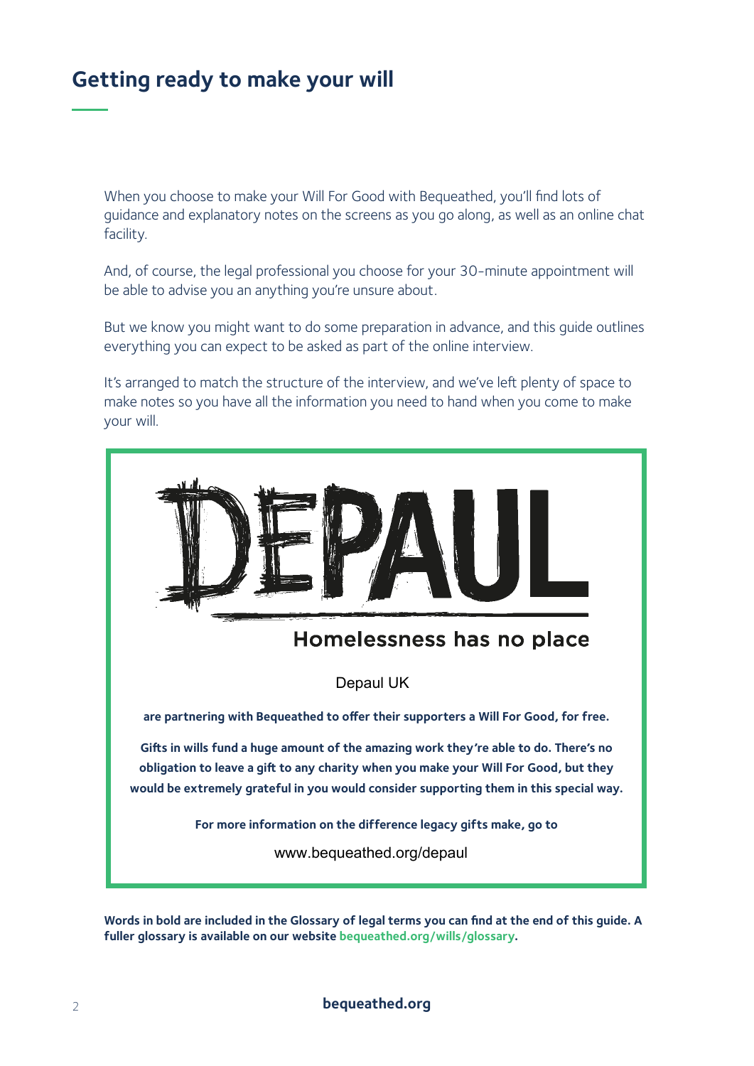# Getting ready to make your will

When you choose to make your Will For Good with Bequeathed, you'll find lots of guidance and explanatory notes on the screens as you go along, as well as an online chat facility.

And, of course, the legal professional you choose for your 30-minute appointment will be able to advise you an anything you're unsure about.

But we know you might want to do some preparation in advance, and this guide outlines everything you can expect to be asked as part of the online interview.

It's arranged to match the structure of the interview, and we've left plenty of space to make notes so you have all the information you need to hand when you come to make your will.

DEPAUL

Homelessness has no place

Depaul UK

**are partnering with Bequeathed to offer their supporters a Will For Good, for free.**

**Gifts in wills fund a huge amount of the amazing work they're able to do. There's no obligation to leave a gift to any charity when you make your Will For Good, but they would be extremely grateful in you would consider supporting them in this special way.**

**For more information on the difference legacy gifts make, go to**

www.bequeathed.org/depaul

**Words in bold are included in the Glossary of legal terms you can find at the end of this guide. A fuller glossary is available on our website bequeathed.org/wills/glossary.**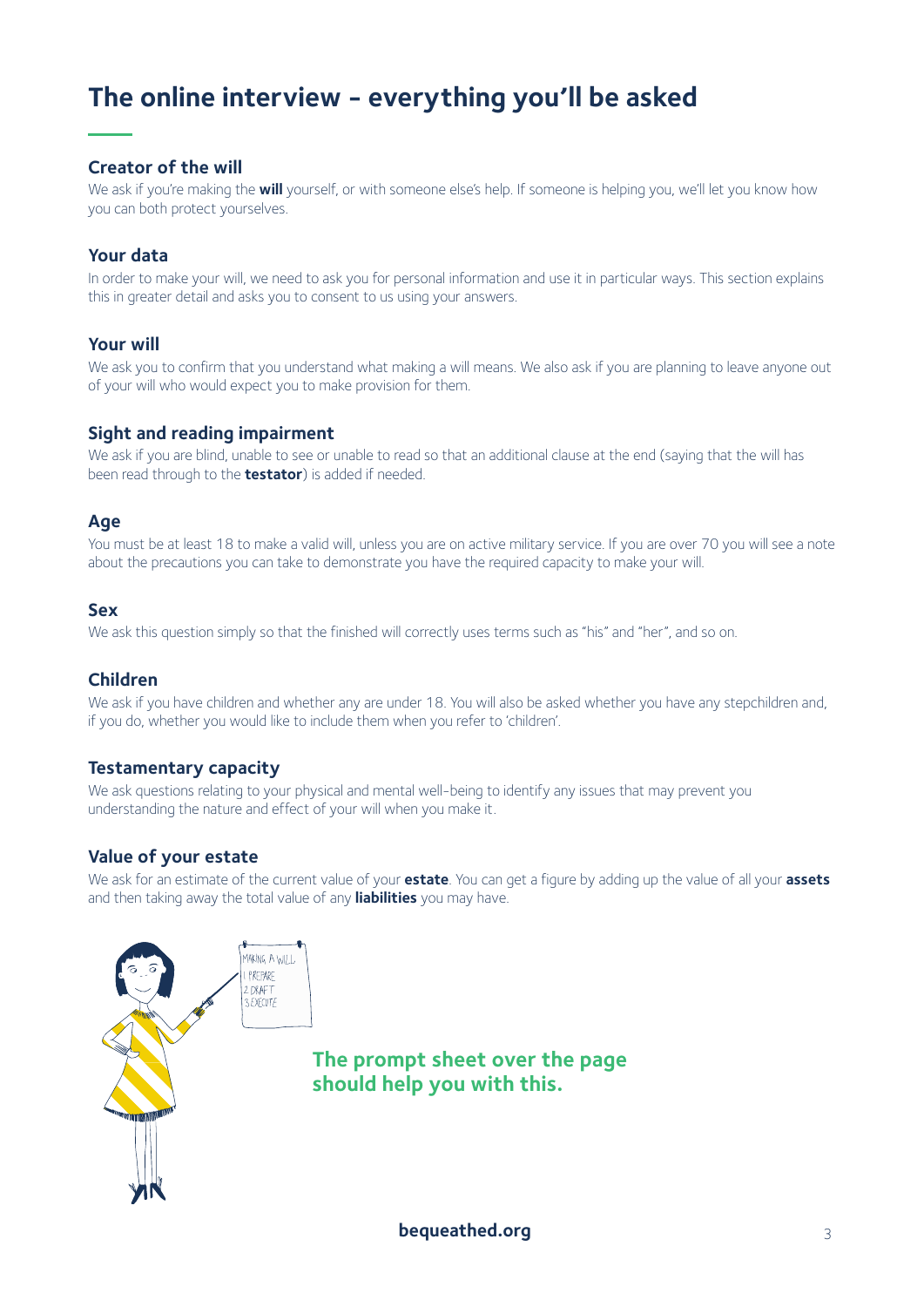# The online interview - everything you'll be asked

## Creator of the will

We ask if you're making the **will** yourself, or with someone else's help. If someone is helping you, we'll let you know how you can both protect yourselves.

## Your data

In order to make your will, we need to ask you for personal information and use it in particular ways. This section explains this in greater detail and asks you to consent to us using your answers.

## Your will

We ask you to confirm that you understand what making a will means. We also ask if you are planning to leave anyone out of your will who would expect you to make provision for them.

## Sight and reading impairment

We ask if you are blind, unable to see or unable to read so that an additional clause at the end (saying that the will has been read through to the **testator**) is added if needed.

## Age

You must be at least 18 to make a valid will, unless you are on active military service. If you are over 70 you will see a note about the precautions you can take to demonstrate you have the required capacity to make your will.

## Sex

We ask this question simply so that the finished will correctly uses terms such as "his" and "her", and so on.

## Children

We ask if you have children and whether any are under 18. You will also be asked whether you have any stepchildren and, if you do, whether you would like to include them when you refer to 'children'.

## Testamentary capacity

We ask questions relating to your physical and mental well-being to identify any issues that may prevent you understanding the nature and effect of your will when you make it.

## Value of your estate

We ask for an estimate of the current value of your **estate**. You can get a figure by adding up the value of all your **assets** and then taking away the total value of any **liabilities** you may have.

**The prompt sheet over the page should help you with this.**

**bequeathed.org**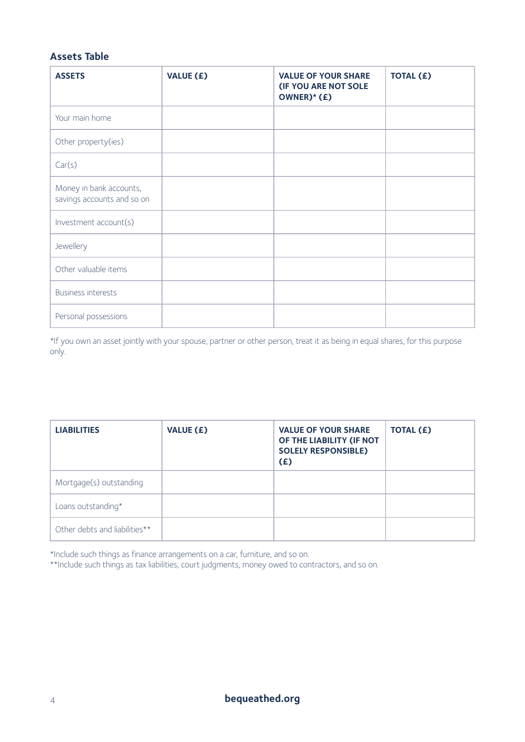## Assets Table

| ASSETS | VALUE (£) | VALUE OF YOUR SHARE (IF YOU ARE NOT SOLE OWNER)* (£) | TOTAL (£) |
|---|---|---|---|
| Your main home | | | |
| Other property(ies) | | | |
| Car(s) | | | |
| Money in bank accounts, savings accounts and so on | | | |
| Investment account(s) | | | |
| Jewellery | | | |
| Other valuable items | | | |
| Business interests | | | |
| Personal possessions | | | |

*If you own an asset jointly with your spouse, partner or other person, treat it as being in equal shares, for this purpose only.

| LIABILITIES | VALUE (£) | VALUE OF YOUR SHARE OF THE LIABILITY (IF NOT SOLELY RESPONSIBLE) (£) | TOTAL (£) |
|---|---|---|---|
| Mortgage(s) outstanding | | | |
| Loans outstanding* | | | |
| Other debts and liabilities** | | | |

*Include such things as finance arrangements on a car, furniture, and so on.
**Include such things as tax liabilities, court judgments, money owed to contractors, and so on.

**bequeathed.org**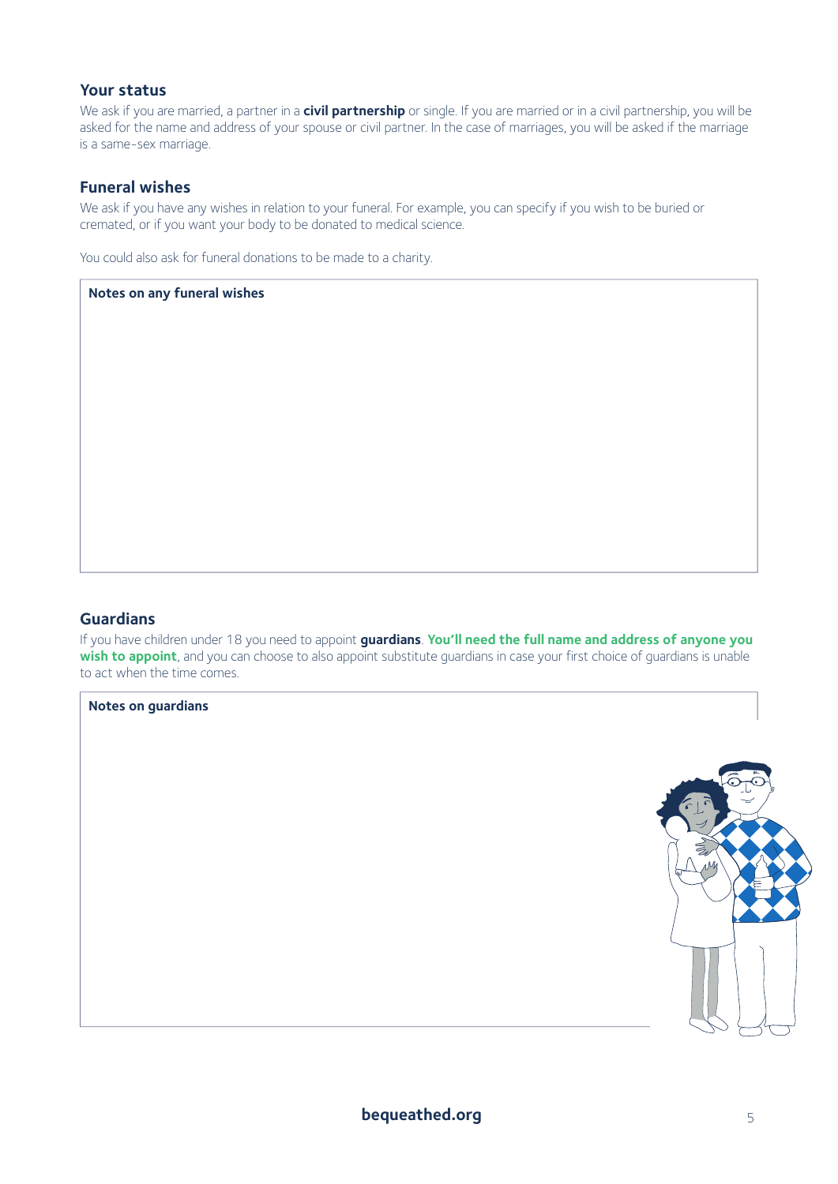## Your status

We ask if you are married, a partner in a **civil partnership** or single. If you are married or in a civil partnership, you will be asked for the name and address of your spouse or civil partner. In the case of marriages, you will be asked if the marriage is a same-sex marriage.

## Funeral wishes

We ask if you have any wishes in relation to your funeral. For example, you can specify if you wish to be buried or cremated, or if you want your body to be donated to medical science.

You could also ask for funeral donations to be made to a charity.

**Notes on any funeral wishes**

## Guardians

If you have children under 18 you need to appoint **guardians**. **You'll need the full name and address of anyone you wish to appoint**, and you can choose to also appoint substitute guardians in case your first choice of guardians is unable to act when the time comes.

**Notes on guardians**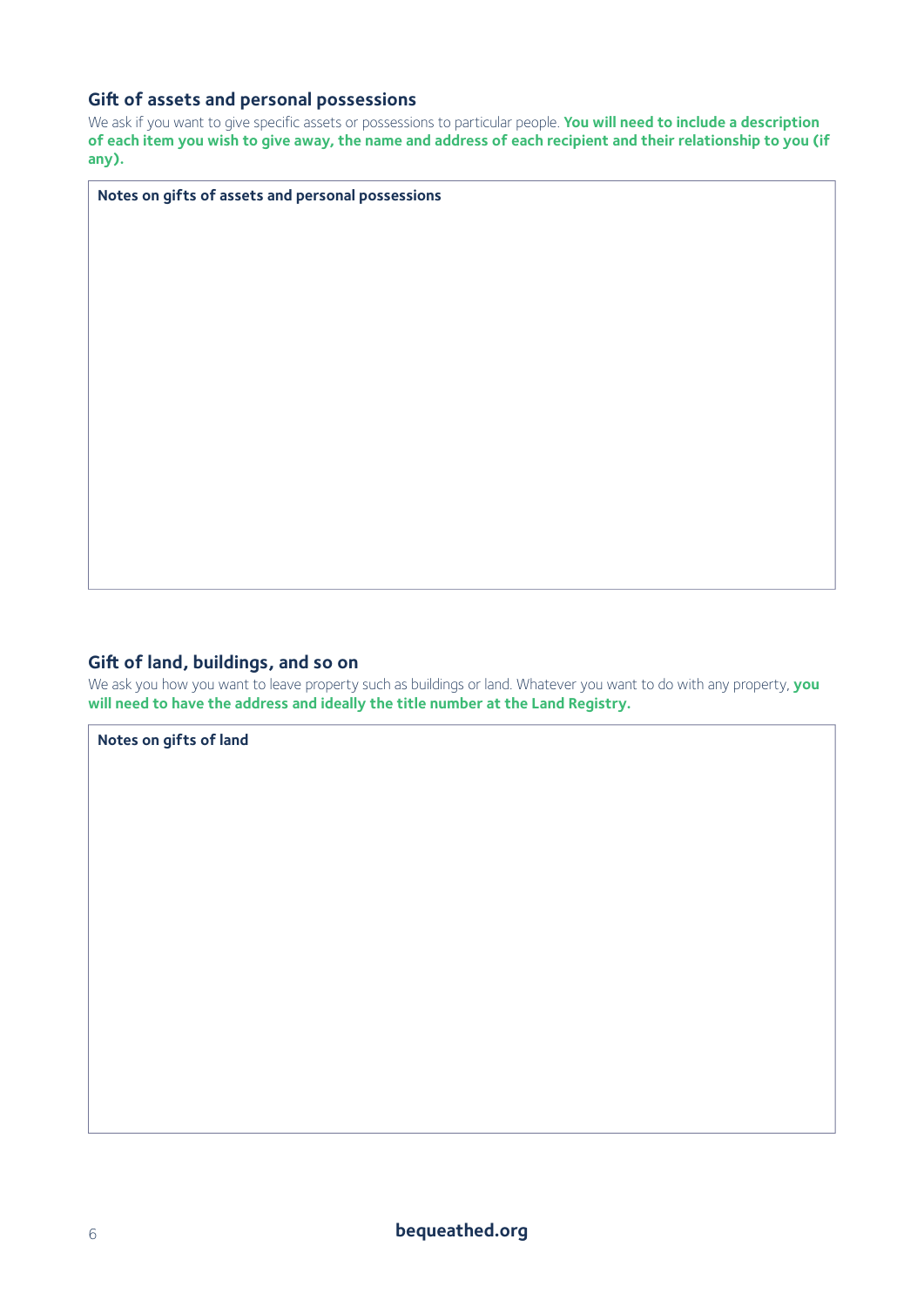## Gift of assets and personal possessions

We ask if you want to give specific assets or possessions to particular people. **You will need to include a description of each item you wish to give away, the name and address of each recipient and their relationship to you (if any).**

**Notes on gifts of assets and personal possessions**

## Gift of land, buildings, and so on

We ask you how you want to leave property such as buildings or land. Whatever you want to do with any property, **you will need to have the address and ideally the title number at the Land Registry.**

**Notes on gifts of land**

**bequeathed.org**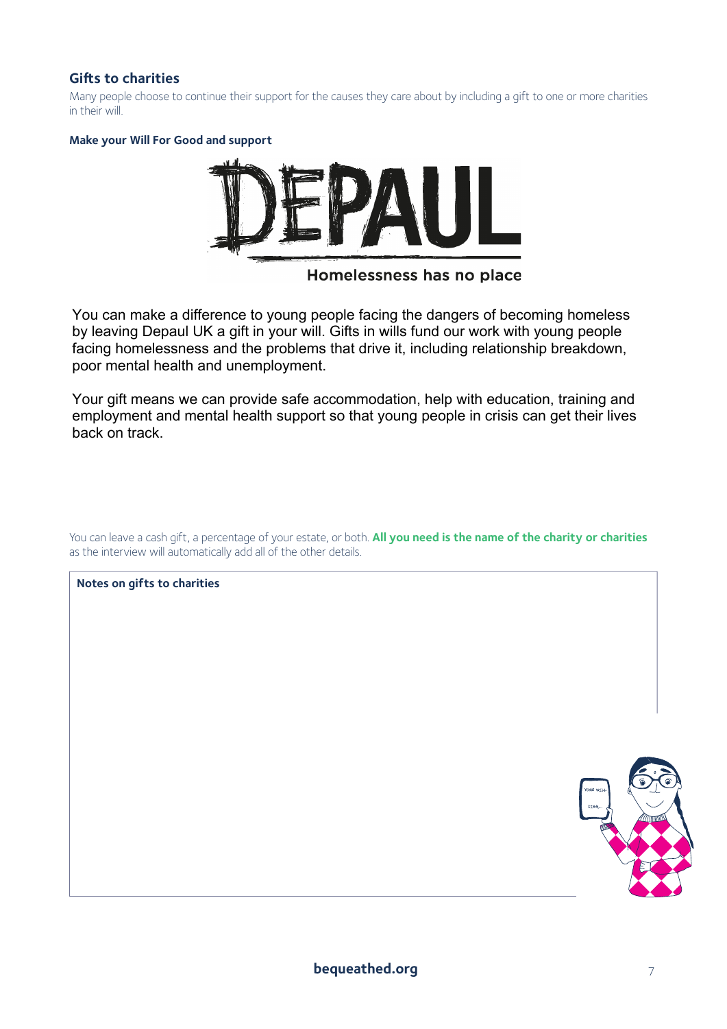## Gifts to charities

Many people choose to continue their support for the causes they care about by including a gift to one or more charities in their will.

**Make your Will For Good and support**

DEPAUL

Homelessness has no place

You can make a difference to young people facing the dangers of becoming homeless by leaving Depaul UK a gift in your will. Gifts in wills fund our work with young people facing homelessness and the problems that drive it, including relationship breakdown, poor mental health and unemployment.

Your gift means we can provide safe accommodation, help with education, training and employment and mental health support so that young people in crisis can get their lives back on track.

You can leave a cash gift, a percentage of your estate, or both. **All you need is the name of the charity or charities** as the interview will automatically add all of the other details.

**Notes on gifts to charities**

**bequeathed.org**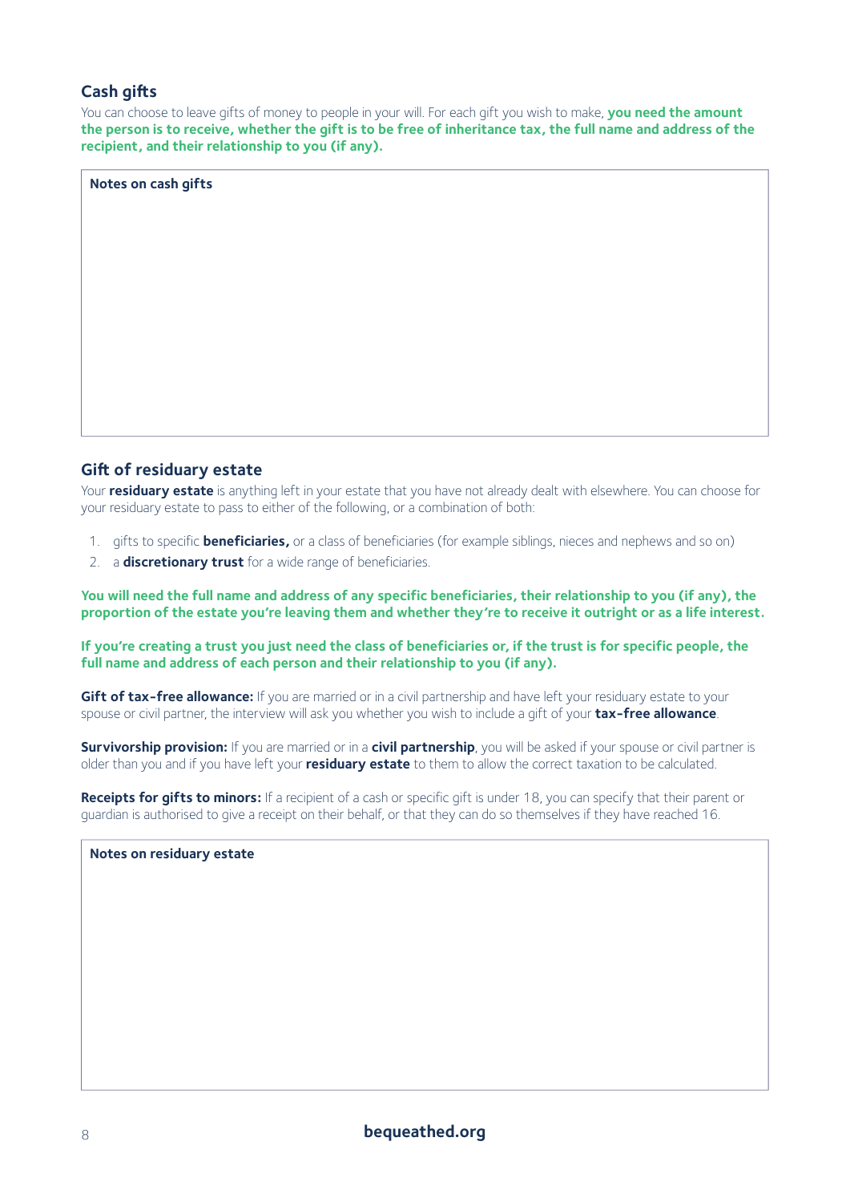## Cash gifts

You can choose to leave gifts of money to people in your will. For each gift you wish to make, **you need the amount the person is to receive, whether the gift is to be free of inheritance tax, the full name and address of the recipient, and their relationship to you (if any).**

**Notes on cash gifts**

## Gift of residuary estate

Your **residuary estate** is anything left in your estate that you have not already dealt with elsewhere. You can choose for your residuary estate to pass to either of the following, or a combination of both:

1. gifts to specific **beneficiaries,** or a class of beneficiaries (for example siblings, nieces and nephews and so on)
2. a **discretionary trust** for a wide range of beneficiaries.

**You will need the full name and address of any specific beneficiaries, their relationship to you (if any), the proportion of the estate you're leaving them and whether they're to receive it outright or as a life interest.**

**If you're creating a trust you just need the class of beneficiaries or, if the trust is for specific people, the full name and address of each person and their relationship to you (if any).**

**Gift of tax-free allowance:** If you are married or in a civil partnership and have left your residuary estate to your spouse or civil partner, the interview will ask you whether you wish to include a gift of your **tax-free allowance**.

**Survivorship provision:** If you are married or in a **civil partnership**, you will be asked if your spouse or civil partner is older than you and if you have left your **residuary estate** to them to allow the correct taxation to be calculated.

**Receipts for gifts to minors:** If a recipient of a cash or specific gift is under 18, you can specify that their parent or guardian is authorised to give a receipt on their behalf, or that they can do so themselves if they have reached 16.

**Notes on residuary estate**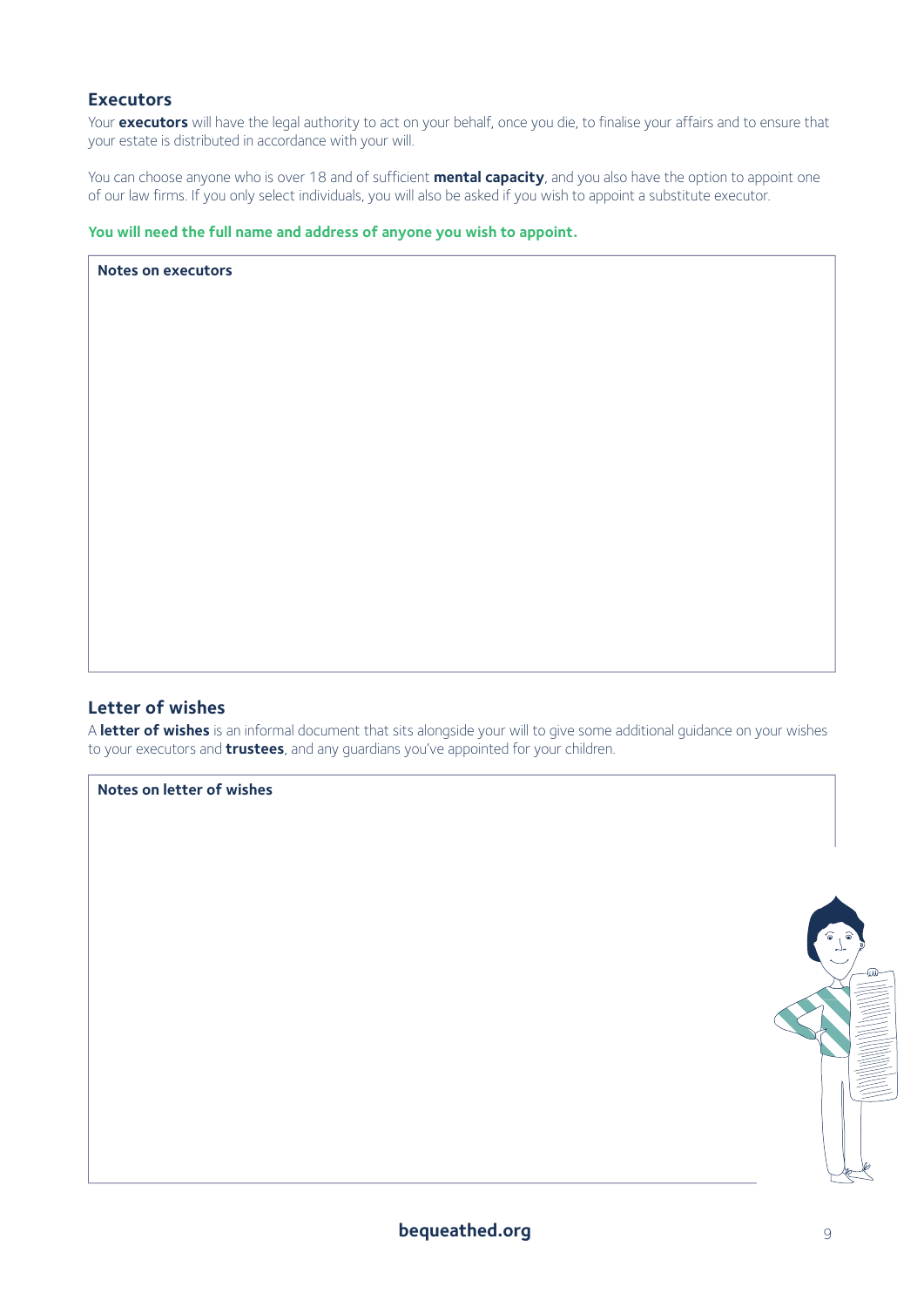## Executors

Your **executors** will have the legal authority to act on your behalf, once you die, to finalise your affairs and to ensure that your estate is distributed in accordance with your will.

You can choose anyone who is over 18 and of sufficient **mental capacity**, and you also have the option to appoint one of our law firms. If you only select individuals, you will also be asked if you wish to appoint a substitute executor.

**You will need the full name and address of anyone you wish to appoint.**

**Notes on executors**

## Letter of wishes

A **letter of wishes** is an informal document that sits alongside your will to give some additional guidance on your wishes to your executors and **trustees**, and any guardians you've appointed for your children.

**Notes on letter of wishes**

bequeathed.org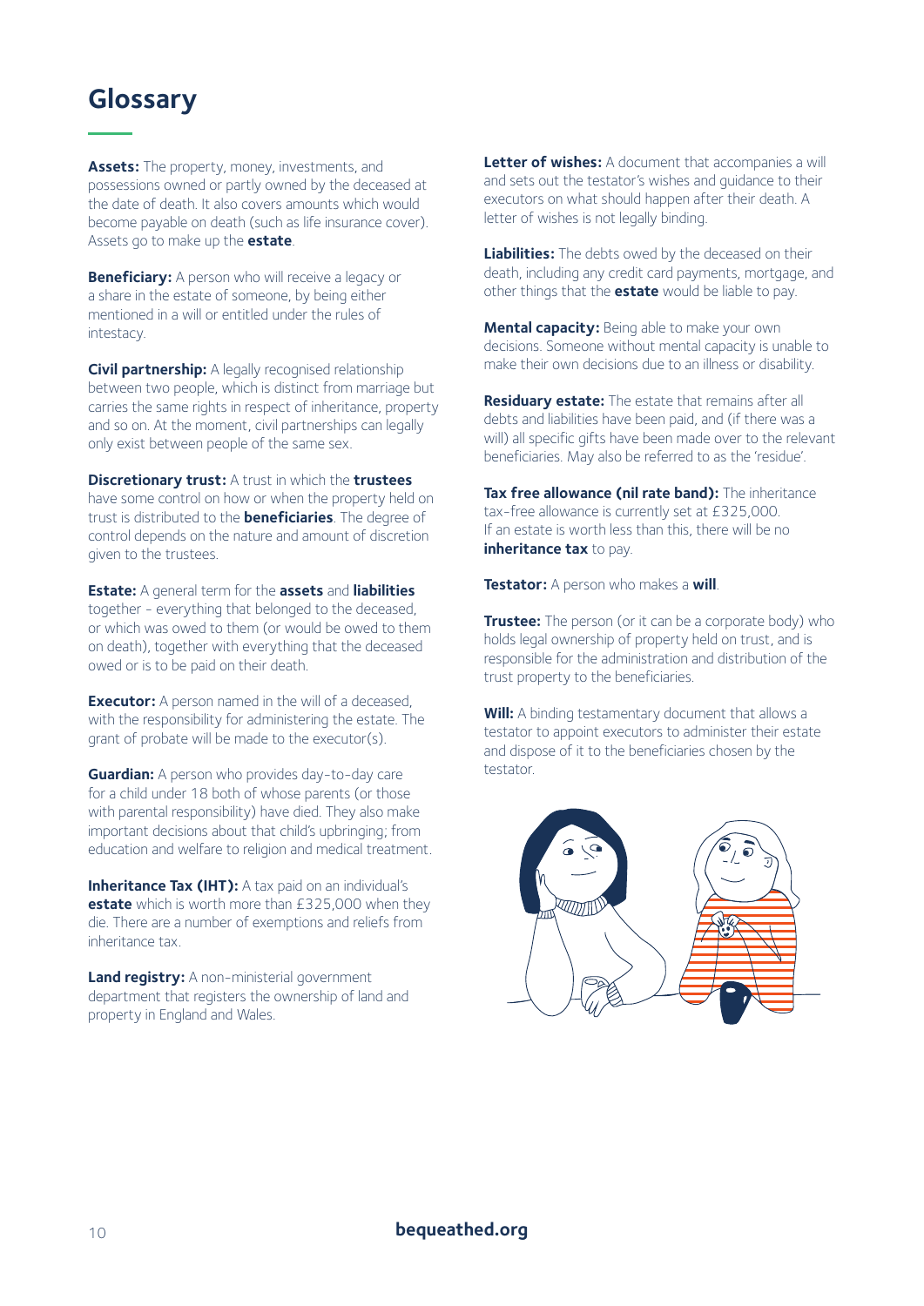# Glossary

**Assets:** The property, money, investments, and possessions owned or partly owned by the deceased at the date of death. It also covers amounts which would become payable on death (such as life insurance cover). Assets go to make up the **estate**.

**Beneficiary:** A person who will receive a legacy or a share in the estate of someone, by being either mentioned in a will or entitled under the rules of intestacy.

**Civil partnership:** A legally recognised relationship between two people, which is distinct from marriage but carries the same rights in respect of inheritance, property and so on. At the moment, civil partnerships can legally only exist between people of the same sex.

**Discretionary trust:** A trust in which the **trustees** have some control on how or when the property held on trust is distributed to the **beneficiaries**. The degree of control depends on the nature and amount of discretion given to the trustees.

**Estate:** A general term for the **assets** and **liabilities** together - everything that belonged to the deceased, or which was owed to them (or would be owed to them on death), together with everything that the deceased owed or is to be paid on their death.

**Executor:** A person named in the will of a deceased, with the responsibility for administering the estate. The grant of probate will be made to the executor(s).

**Guardian:** A person who provides day-to-day care for a child under 18 both of whose parents (or those with parental responsibility) have died. They also make important decisions about that child's upbringing; from education and welfare to religion and medical treatment.

**Inheritance Tax (IHT):** A tax paid on an individual's **estate** which is worth more than £325,000 when they die. There are a number of exemptions and reliefs from inheritance tax.

**Land registry:** A non-ministerial government department that registers the ownership of land and property in England and Wales.

**Letter of wishes:** A document that accompanies a will and sets out the testator's wishes and guidance to their executors on what should happen after their death. A letter of wishes is not legally binding.

**Liabilities:** The debts owed by the deceased on their death, including any credit card payments, mortgage, and other things that the **estate** would be liable to pay.

**Mental capacity:** Being able to make your own decisions. Someone without mental capacity is unable to make their own decisions due to an illness or disability.

**Residuary estate:** The estate that remains after all debts and liabilities have been paid, and (if there was a will) all specific gifts have been made over to the relevant beneficiaries. May also be referred to as the 'residue'.

**Tax free allowance (nil rate band):** The inheritance tax-free allowance is currently set at £325,000. If an estate is worth less than this, there will be no **inheritance tax** to pay.

**Testator:** A person who makes a **will**.

**Trustee:** The person (or it can be a corporate body) who holds legal ownership of property held on trust, and is responsible for the administration and distribution of the trust property to the beneficiaries.

**Will:** A binding testamentary document that allows a testator to appoint executors to administer their estate and dispose of it to the beneficiaries chosen by the testator.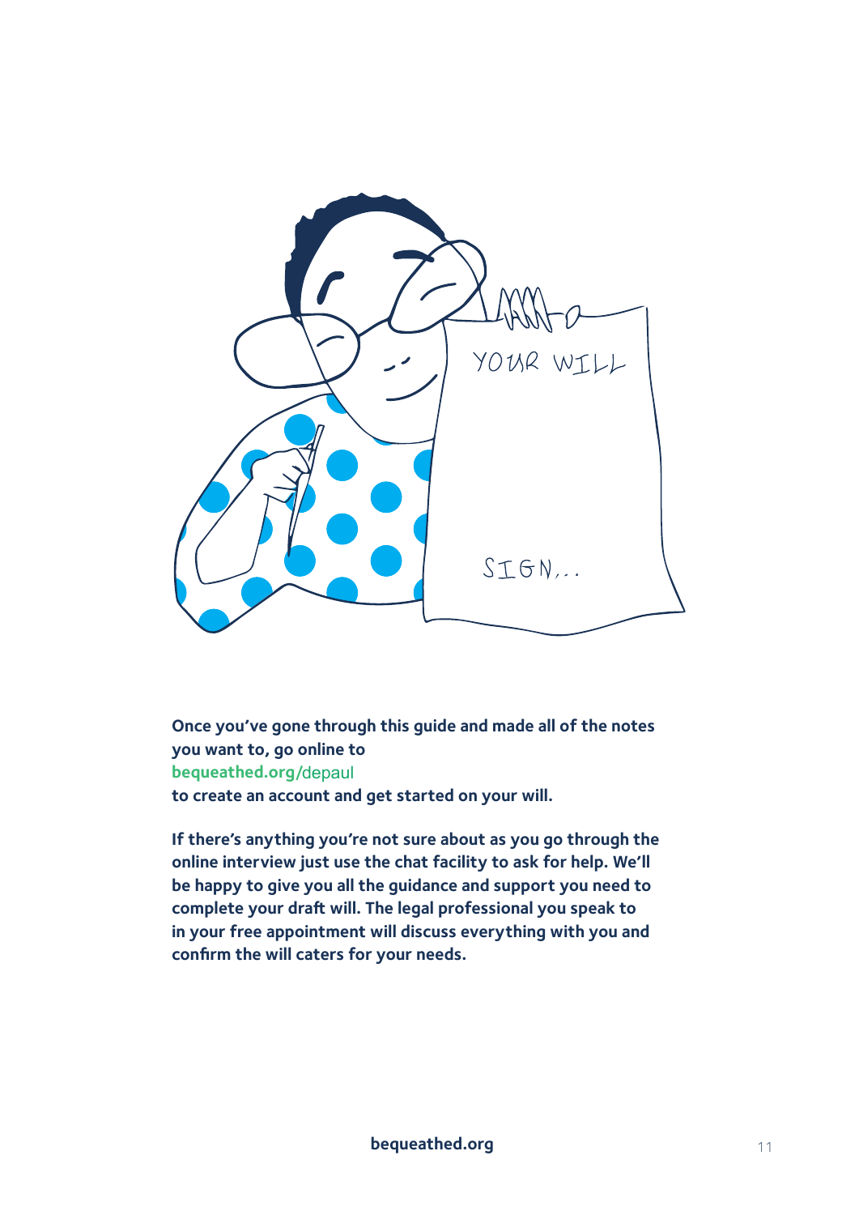**Once you've gone through this guide and made all of the notes you want to, go online to**
**bequeathed.org**/depaul
**to create an account and get started on your will.**

**If there's anything you're not sure about as you go through the online interview just use the chat facility to ask for help. We'll be happy to give you all the guidance and support you need to complete your draft will. The legal professional you speak to in your free appointment will discuss everything with you and confirm the will caters for your needs.**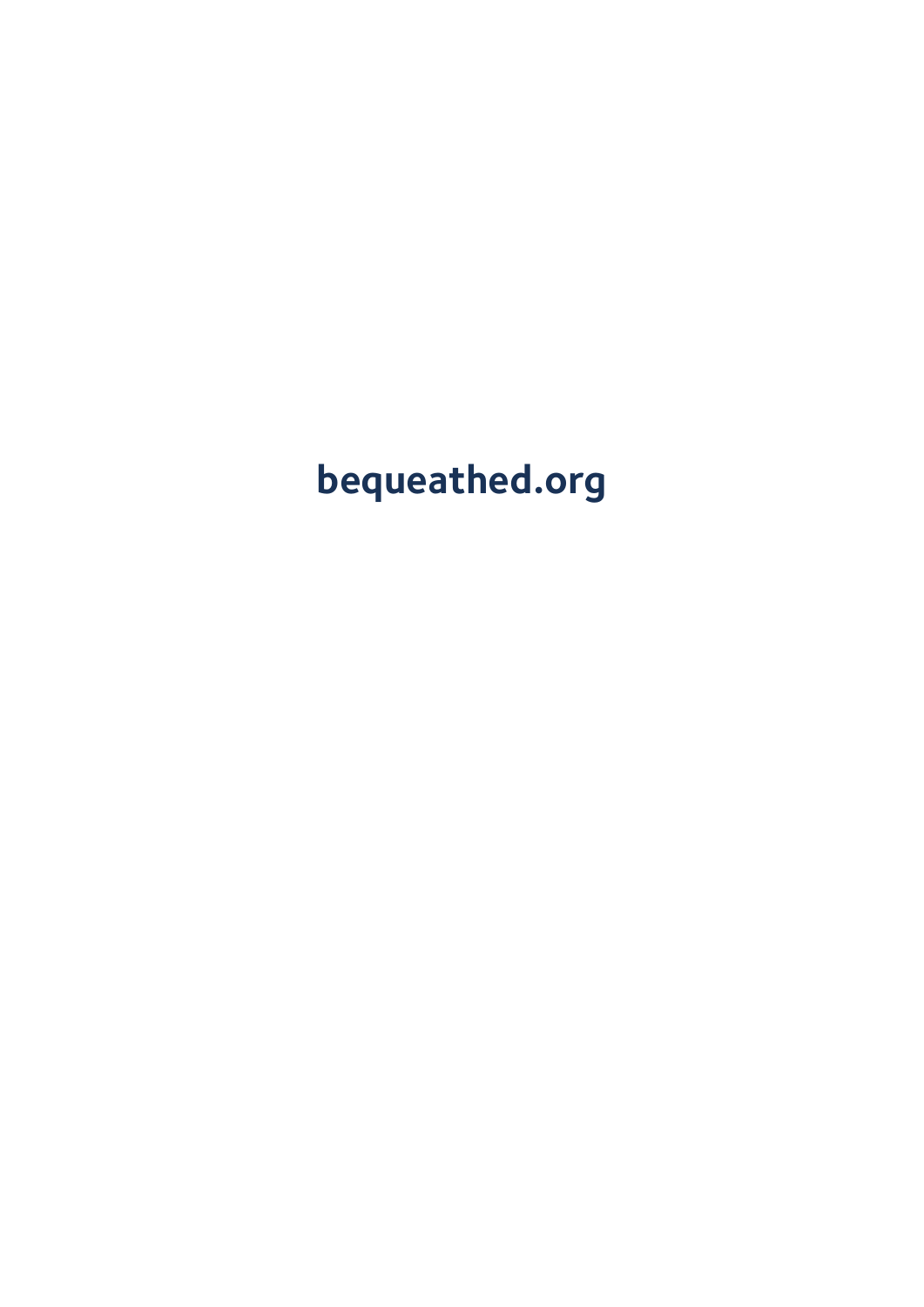**bequeathed.org**